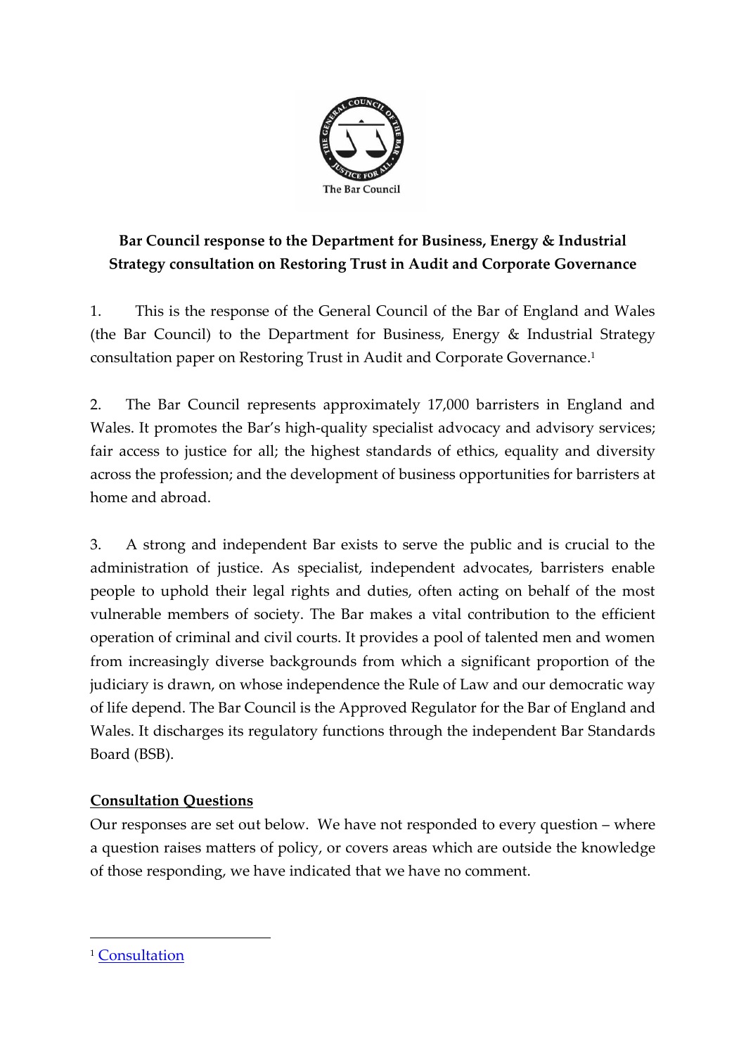**Bar Council response to the Department for Business, Energy & Industrial Strategy consultation on Restoring Trust in Audit and Corporate Governance**

1. This is the response of the General Council of the Bar of England and Wales (the Bar Council) to the Department for Business, Energy & Industrial Strategy consultation paper on Restoring Trust in Audit and Corporate Governance.[1]

2. The Bar Council represents approximately 17,000 barristers in England and Wales. It promotes the Bar's high-quality specialist advocacy and advisory services; fair access to justice for all; the highest standards of ethics, equality and diversity across the profession; and the development of business opportunities for barristers at home and abroad.

3. A strong and independent Bar exists to serve the public and is crucial to the administration of justice. As specialist, independent advocates, barristers enable people to uphold their legal rights and duties, often acting on behalf of the most vulnerable members of society. The Bar makes a vital contribution to the efficient operation of criminal and civil courts. It provides a pool of talented men and women from increasingly diverse backgrounds from which a significant proportion of the judiciary is drawn, on whose independence the Rule of Law and our democratic way of life depend. The Bar Council is the Approved Regulator for the Bar of England and Wales. It discharges its regulatory functions through the independent Bar Standards Board (BSB).

**Consultation Questions**

Our responses are set out below. We have not responded to every question – where a question raises matters of policy, or covers areas which are outside the knowledge of those responding, we have indicated that we have no comment.

---

[1] Consultation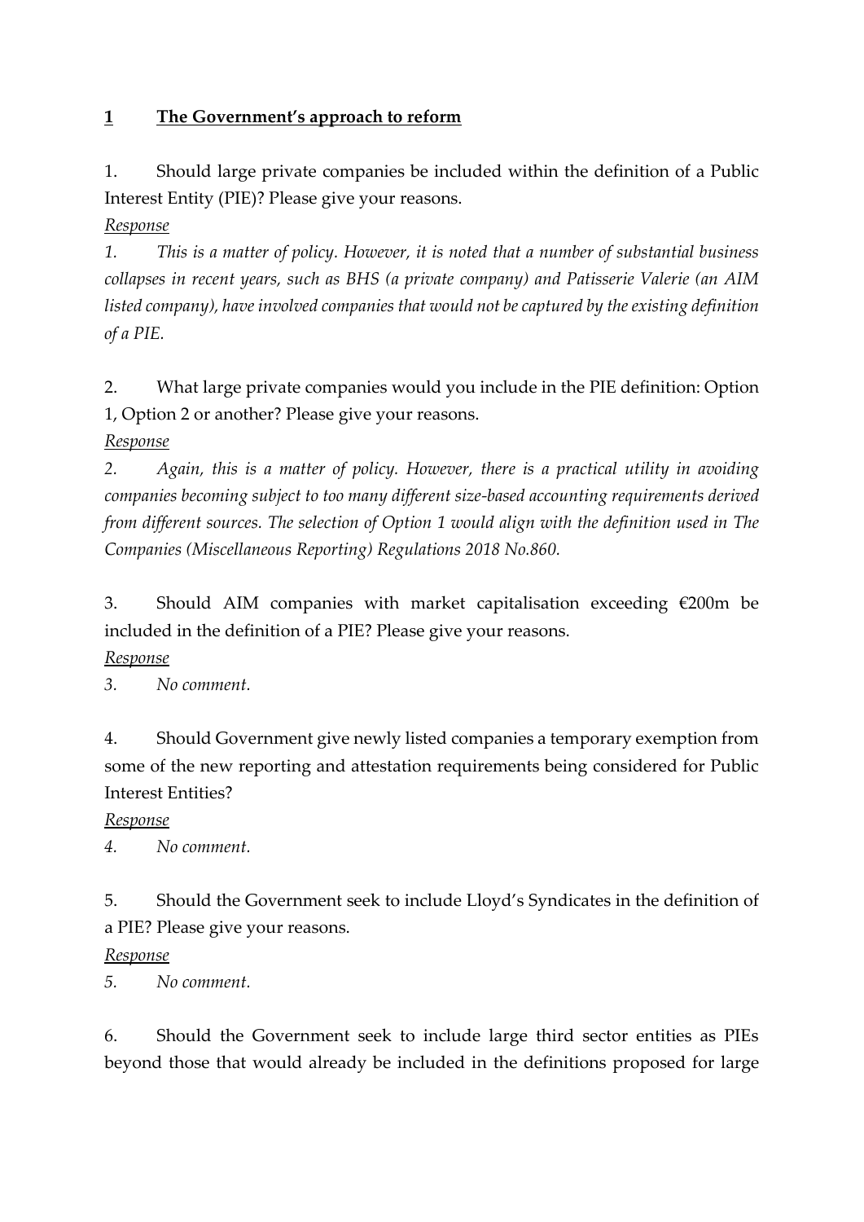## 1 The Government's approach to reform

1. Should large private companies be included within the definition of a Public Interest Entity (PIE)? Please give your reasons.

*Response*

*1. This is a matter of policy. However, it is noted that a number of substantial business collapses in recent years, such as BHS (a private company) and Patisserie Valerie (an AIM listed company), have involved companies that would not be captured by the existing definition of a PIE.*

2. What large private companies would you include in the PIE definition: Option 1, Option 2 or another? Please give your reasons.

*Response*

*2. Again, this is a matter of policy. However, there is a practical utility in avoiding companies becoming subject to too many different size-based accounting requirements derived from different sources. The selection of Option 1 would align with the definition used in The Companies (Miscellaneous Reporting) Regulations 2018 No.860.*

3. Should AIM companies with market capitalisation exceeding €200m be included in the definition of a PIE? Please give your reasons.

*Response*

*3. No comment.*

4. Should Government give newly listed companies a temporary exemption from some of the new reporting and attestation requirements being considered for Public Interest Entities?

*Response*

*4. No comment.*

5. Should the Government seek to include Lloyd's Syndicates in the definition of a PIE? Please give your reasons.

*Response*

*5. No comment.*

6. Should the Government seek to include large third sector entities as PIEs beyond those that would already be included in the definitions proposed for large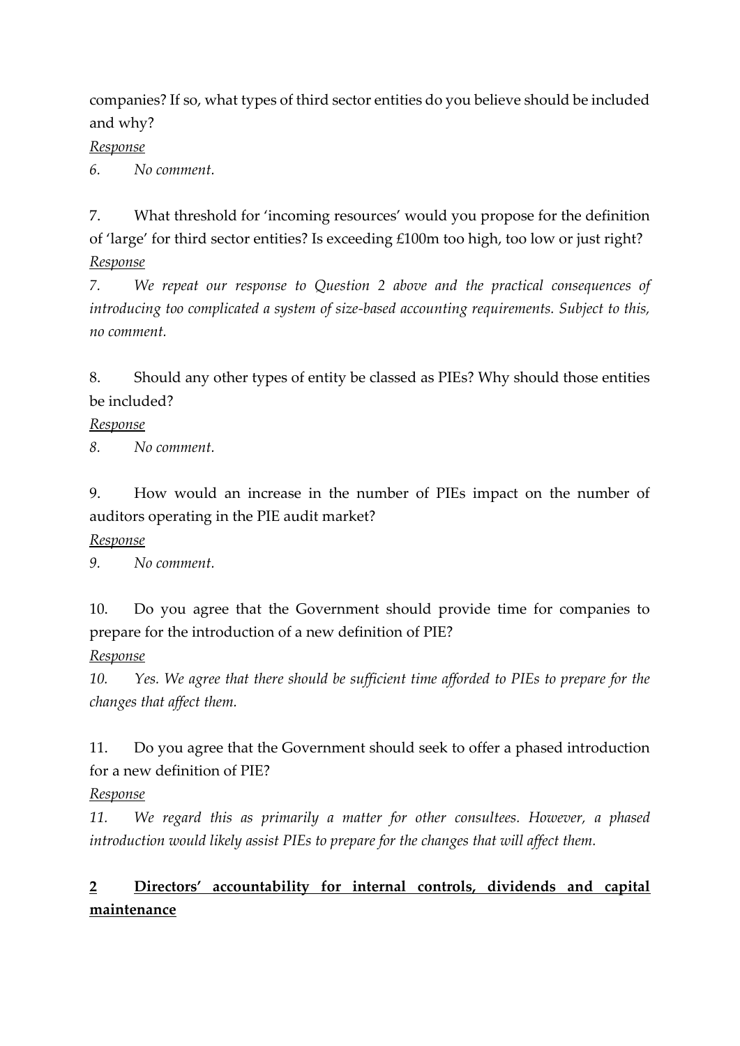companies? If so, what types of third sector entities do you believe should be included and why?

_Response_

*6. No comment.*

7. What threshold for 'incoming resources' would you propose for the definition of 'large' for third sector entities? Is exceeding £100m too high, too low or just right?

_Response_

*7. We repeat our response to Question 2 above and the practical consequences of introducing too complicated a system of size-based accounting requirements. Subject to this, no comment.*

8. Should any other types of entity be classed as PIEs? Why should those entities be included?

_Response_

*8. No comment.*

9. How would an increase in the number of PIEs impact on the number of auditors operating in the PIE audit market?

_Response_

*9. No comment.*

10. Do you agree that the Government should provide time for companies to prepare for the introduction of a new definition of PIE?

_Response_

*10. Yes. We agree that there should be sufficient time afforded to PIEs to prepare for the changes that affect them.*

11. Do you agree that the Government should seek to offer a phased introduction for a new definition of PIE?

_Response_

*11. We regard this as primarily a matter for other consultees. However, a phased introduction would likely assist PIEs to prepare for the changes that will affect them.*

## **2 Directors' accountability for internal controls, dividends and capital maintenance**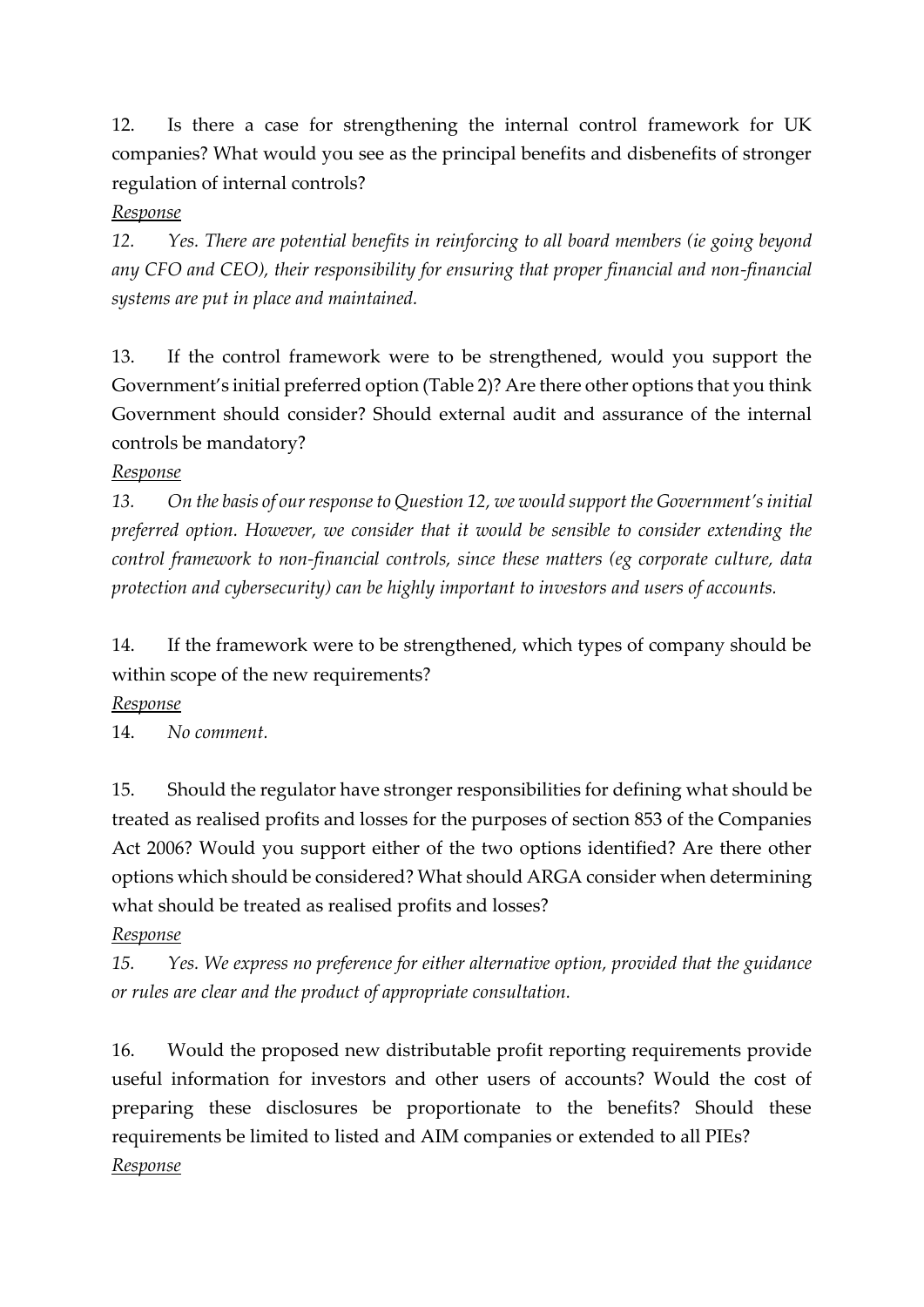12. Is there a case for strengthening the internal control framework for UK companies? What would you see as the principal benefits and disbenefits of stronger regulation of internal controls?

*Response*

*12. Yes. There are potential benefits in reinforcing to all board members (ie going beyond any CFO and CEO), their responsibility for ensuring that proper financial and non-financial systems are put in place and maintained.*

13. If the control framework were to be strengthened, would you support the Government's initial preferred option (Table 2)? Are there other options that you think Government should consider? Should external audit and assurance of the internal controls be mandatory?

*Response*

*13. On the basis of our response to Question 12, we would support the Government's initial preferred option. However, we consider that it would be sensible to consider extending the control framework to non-financial controls, since these matters (eg corporate culture, data protection and cybersecurity) can be highly important to investors and users of accounts.*

14. If the framework were to be strengthened, which types of company should be within scope of the new requirements?

*Response*

14. *No comment.*

15. Should the regulator have stronger responsibilities for defining what should be treated as realised profits and losses for the purposes of section 853 of the Companies Act 2006? Would you support either of the two options identified? Are there other options which should be considered? What should ARGA consider when determining what should be treated as realised profits and losses?

*Response*

*15. Yes. We express no preference for either alternative option, provided that the guidance or rules are clear and the product of appropriate consultation.*

16. Would the proposed new distributable profit reporting requirements provide useful information for investors and other users of accounts? Would the cost of preparing these disclosures be proportionate to the benefits? Should these requirements be limited to listed and AIM companies or extended to all PIEs?

*Response*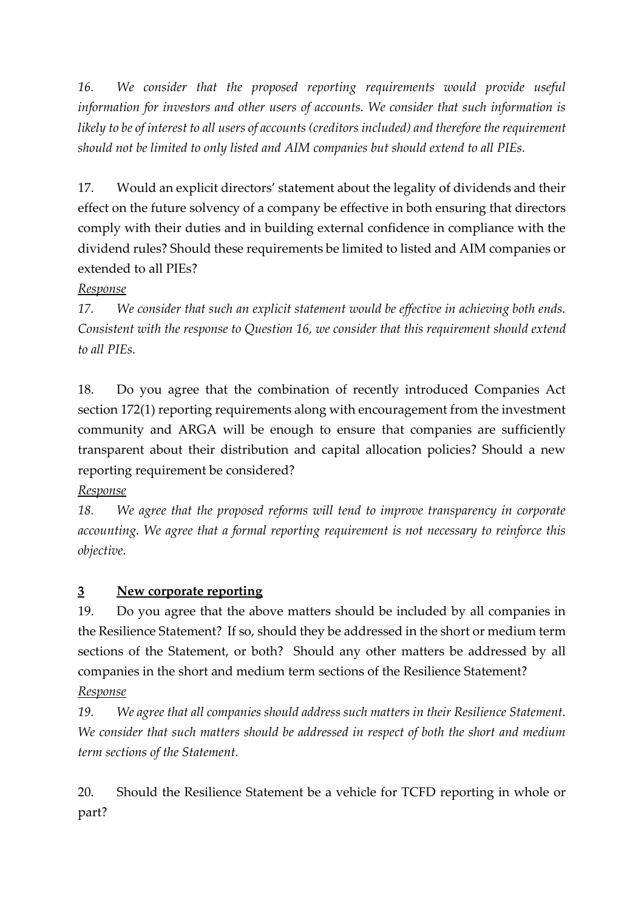*16. We consider that the proposed reporting requirements would provide useful information for investors and other users of accounts. We consider that such information is likely to be of interest to all users of accounts (creditors included) and therefore the requirement should not be limited to only listed and AIM companies but should extend to all PIEs.*

17. Would an explicit directors' statement about the legality of dividends and their effect on the future solvency of a company be effective in both ensuring that directors comply with their duties and in building external confidence in compliance with the dividend rules? Should these requirements be limited to listed and AIM companies or extended to all PIEs?

*Response*

*17. We consider that such an explicit statement would be effective in achieving both ends. Consistent with the response to Question 16, we consider that this requirement should extend to all PIEs.*

18. Do you agree that the combination of recently introduced Companies Act section 172(1) reporting requirements along with encouragement from the investment community and ARGA will be enough to ensure that companies are sufficiently transparent about their distribution and capital allocation policies? Should a new reporting requirement be considered?

*Response*

*18. We agree that the proposed reforms will tend to improve transparency in corporate accounting. We agree that a formal reporting requirement is not necessary to reinforce this objective.*

## **3 New corporate reporting**

19. Do you agree that the above matters should be included by all companies in the Resilience Statement? If so, should they be addressed in the short or medium term sections of the Statement, or both? Should any other matters be addressed by all companies in the short and medium term sections of the Resilience Statement?

*Response*

*19. We agree that all companies should address such matters in their Resilience Statement. We consider that such matters should be addressed in respect of both the short and medium term sections of the Statement.*

20. Should the Resilience Statement be a vehicle for TCFD reporting in whole or part?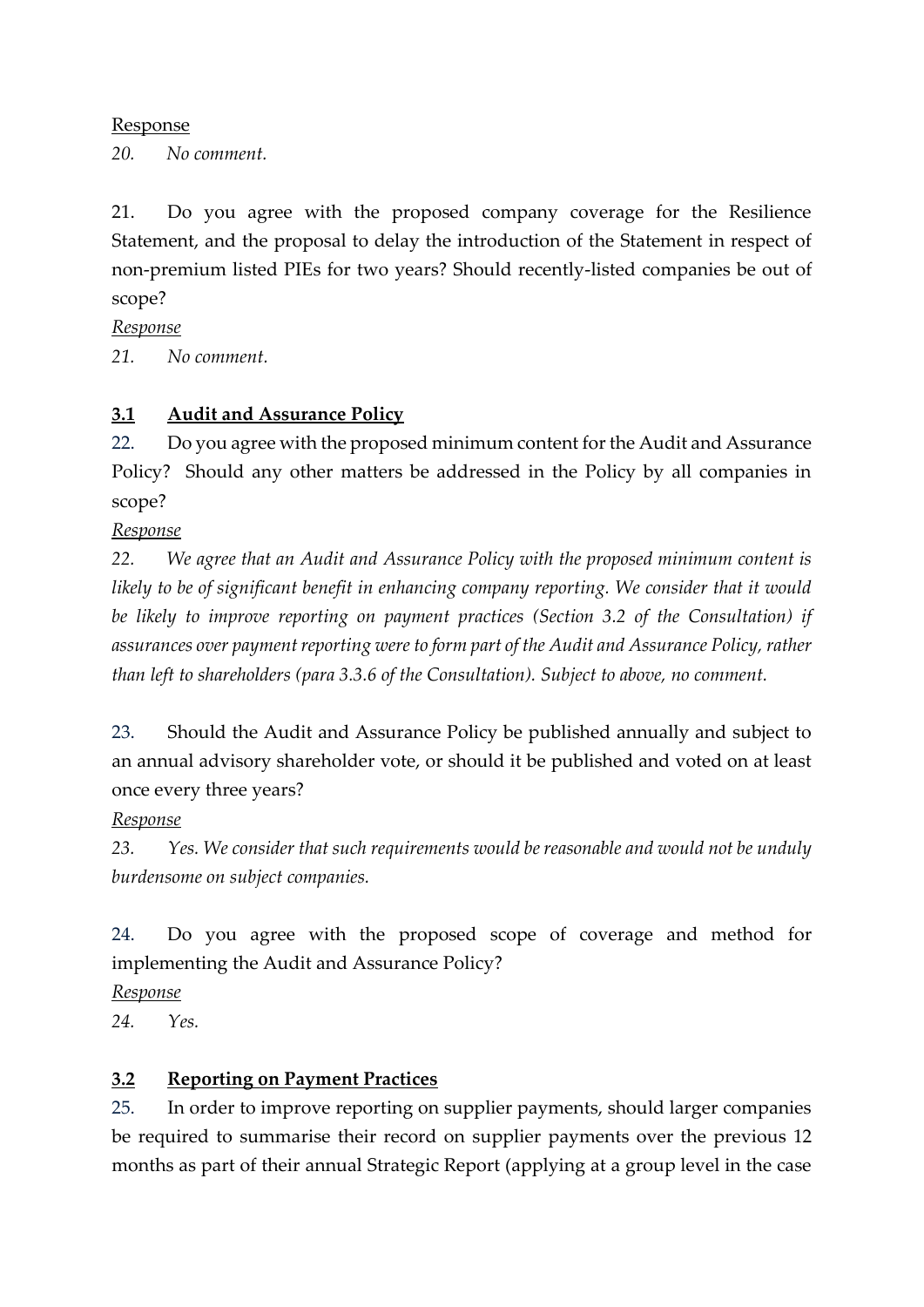<u>Response</u>

*20. No comment.*

21. Do you agree with the proposed company coverage for the Resilience Statement, and the proposal to delay the introduction of the Statement in respect of non-premium listed PIEs for two years? Should recently-listed companies be out of scope?

*<u>Response</u>*

*21. No comment.*

## **<u>3.1 Audit and Assurance Policy</u>**

22. Do you agree with the proposed minimum content for the Audit and Assurance Policy? Should any other matters be addressed in the Policy by all companies in scope?

*<u>Response</u>*

*22. We agree that an Audit and Assurance Policy with the proposed minimum content is likely to be of significant benefit in enhancing company reporting. We consider that it would be likely to improve reporting on payment practices (Section 3.2 of the Consultation) if assurances over payment reporting were to form part of the Audit and Assurance Policy, rather than left to shareholders (para 3.3.6 of the Consultation). Subject to above, no comment.*

23. Should the Audit and Assurance Policy be published annually and subject to an annual advisory shareholder vote, or should it be published and voted on at least once every three years?

*<u>Response</u>*

*23. Yes. We consider that such requirements would be reasonable and would not be unduly burdensome on subject companies.*

24. Do you agree with the proposed scope of coverage and method for implementing the Audit and Assurance Policy?

*<u>Response</u>*

*24. Yes.*

## **<u>3.2 Reporting on Payment Practices</u>**

25. In order to improve reporting on supplier payments, should larger companies be required to summarise their record on supplier payments over the previous 12 months as part of their annual Strategic Report (applying at a group level in the case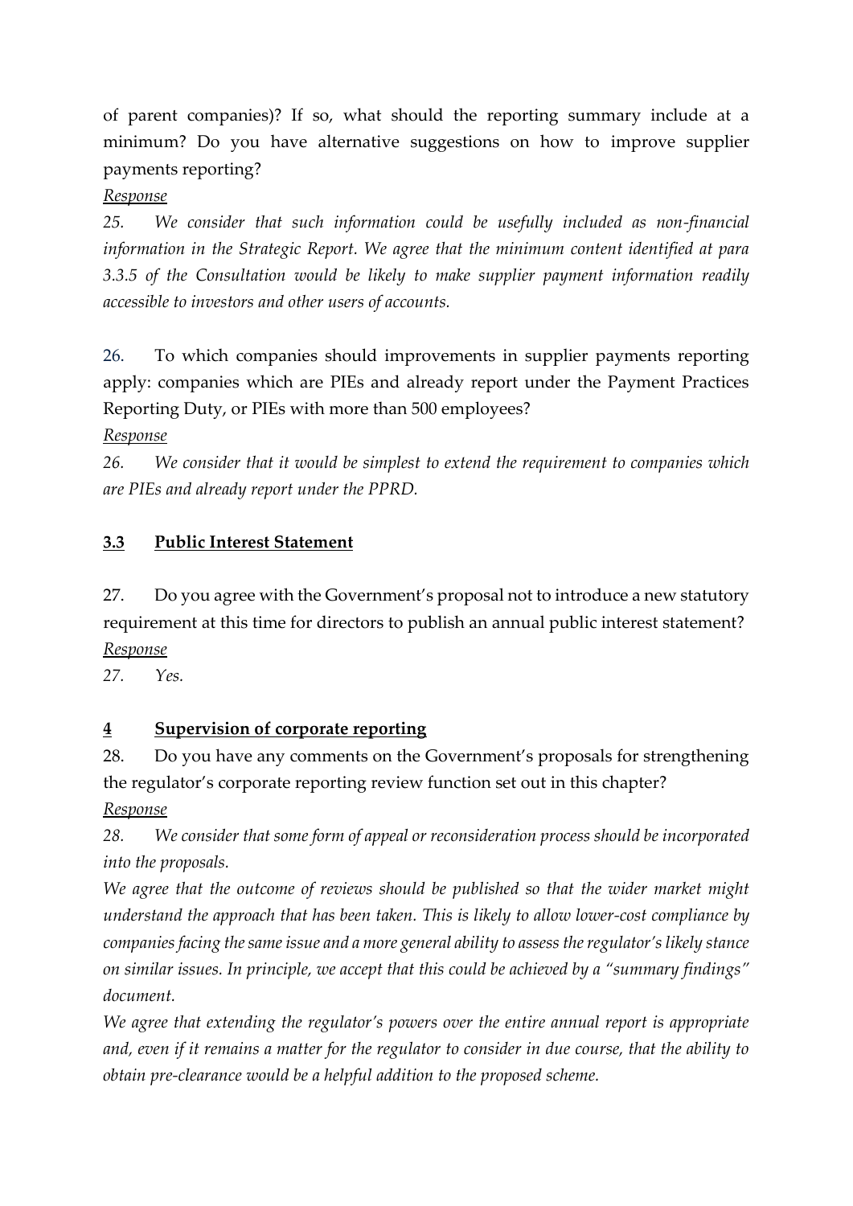of parent companies)? If so, what should the reporting summary include at a minimum? Do you have alternative suggestions on how to improve supplier payments reporting?

*Response*

*25. We consider that such information could be usefully included as non-financial information in the Strategic Report. We agree that the minimum content identified at para 3.3.5 of the Consultation would be likely to make supplier payment information readily accessible to investors and other users of accounts.*

26. To which companies should improvements in supplier payments reporting apply: companies which are PIEs and already report under the Payment Practices Reporting Duty, or PIEs with more than 500 employees?

*Response*

*26. We consider that it would be simplest to extend the requirement to companies which are PIEs and already report under the PPRD.*

## 3.3 Public Interest Statement

27. Do you agree with the Government's proposal not to introduce a new statutory requirement at this time for directors to publish an annual public interest statement?

*Response*

*27. Yes.*

## 4 Supervision of corporate reporting

28. Do you have any comments on the Government's proposals for strengthening the regulator's corporate reporting review function set out in this chapter?

*Response*

*28. We consider that some form of appeal or reconsideration process should be incorporated into the proposals.*

*We agree that the outcome of reviews should be published so that the wider market might understand the approach that has been taken. This is likely to allow lower-cost compliance by companies facing the same issue and a more general ability to assess the regulator's likely stance on similar issues. In principle, we accept that this could be achieved by a "summary findings" document.*

*We agree that extending the regulator's powers over the entire annual report is appropriate and, even if it remains a matter for the regulator to consider in due course, that the ability to obtain pre-clearance would be a helpful addition to the proposed scheme.*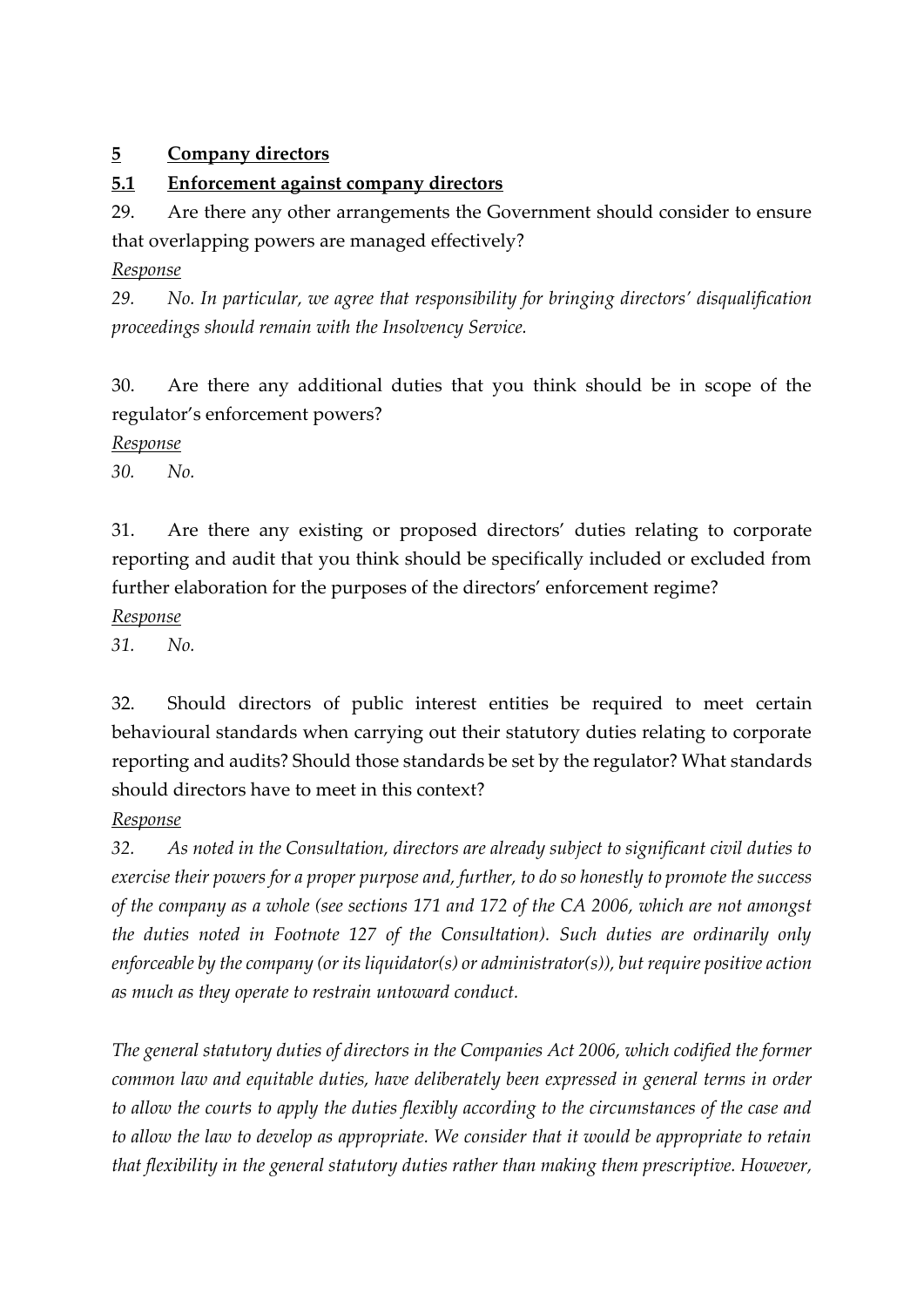## 5 Company directors

### 5.1 Enforcement against company directors

29. Are there any other arrangements the Government should consider to ensure that overlapping powers are managed effectively?

*Response*

*29. No. In particular, we agree that responsibility for bringing directors' disqualification proceedings should remain with the Insolvency Service.*

30. Are there any additional duties that you think should be in scope of the regulator's enforcement powers?

*Response*

*30. No.*

31. Are there any existing or proposed directors' duties relating to corporate reporting and audit that you think should be specifically included or excluded from further elaboration for the purposes of the directors' enforcement regime?

*Response*

*31. No.*

32. Should directors of public interest entities be required to meet certain behavioural standards when carrying out their statutory duties relating to corporate reporting and audits? Should those standards be set by the regulator? What standards should directors have to meet in this context?

*Response*

*32. As noted in the Consultation, directors are already subject to significant civil duties to exercise their powers for a proper purpose and, further, to do so honestly to promote the success of the company as a whole (see sections 171 and 172 of the CA 2006, which are not amongst the duties noted in Footnote 127 of the Consultation). Such duties are ordinarily only enforceable by the company (or its liquidator(s) or administrator(s)), but require positive action as much as they operate to restrain untoward conduct.*

*The general statutory duties of directors in the Companies Act 2006, which codified the former common law and equitable duties, have deliberately been expressed in general terms in order to allow the courts to apply the duties flexibly according to the circumstances of the case and to allow the law to develop as appropriate. We consider that it would be appropriate to retain that flexibility in the general statutory duties rather than making them prescriptive. However,*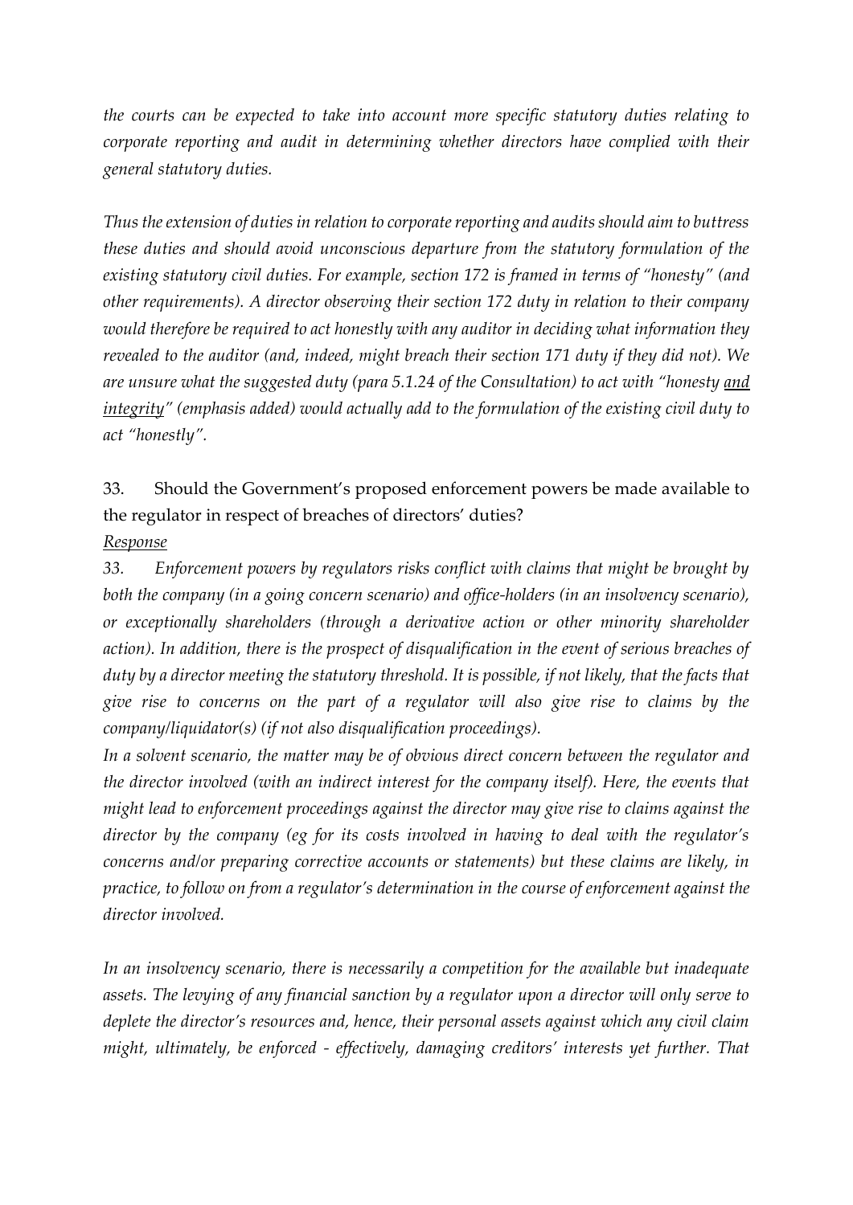*the courts can be expected to take into account more specific statutory duties relating to corporate reporting and audit in determining whether directors have complied with their general statutory duties.*

*Thus the extension of duties in relation to corporate reporting and audits should aim to buttress these duties and should avoid unconscious departure from the statutory formulation of the existing statutory civil duties. For example, section 172 is framed in terms of "honesty" (and other requirements). A director observing their section 172 duty in relation to their company would therefore be required to act honestly with any auditor in deciding what information they revealed to the auditor (and, indeed, might breach their section 171 duty if they did not). We are unsure what the suggested duty (para 5.1.24 of the Consultation) to act with "honesty <u>and integrity</u>" (emphasis added) would actually add to the formulation of the existing civil duty to act "honestly".*

33. Should the Government's proposed enforcement powers be made available to the regulator in respect of breaches of directors' duties?

<u>*Response*</u>

*33. Enforcement powers by regulators risks conflict with claims that might be brought by both the company (in a going concern scenario) and office-holders (in an insolvency scenario), or exceptionally shareholders (through a derivative action or other minority shareholder action). In addition, there is the prospect of disqualification in the event of serious breaches of duty by a director meeting the statutory threshold. It is possible, if not likely, that the facts that give rise to concerns on the part of a regulator will also give rise to claims by the company/liquidator(s) (if not also disqualification proceedings).*

*In a solvent scenario, the matter may be of obvious direct concern between the regulator and the director involved (with an indirect interest for the company itself). Here, the events that might lead to enforcement proceedings against the director may give rise to claims against the director by the company (eg for its costs involved in having to deal with the regulator's concerns and/or preparing corrective accounts or statements) but these claims are likely, in practice, to follow on from a regulator's determination in the course of enforcement against the director involved.*

*In an insolvency scenario, there is necessarily a competition for the available but inadequate assets. The levying of any financial sanction by a regulator upon a director will only serve to deplete the director's resources and, hence, their personal assets against which any civil claim might, ultimately, be enforced - effectively, damaging creditors' interests yet further. That*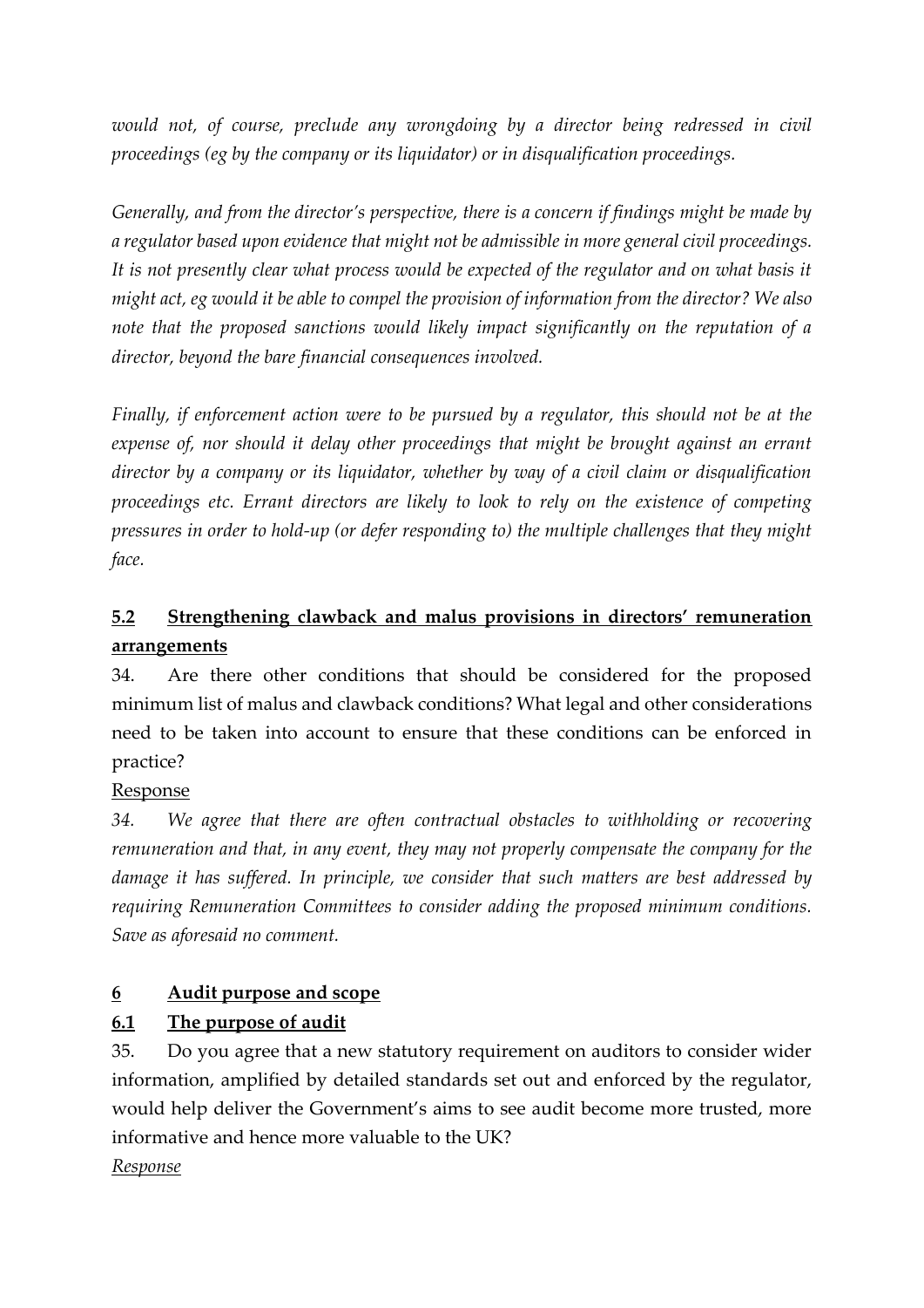*would not, of course, preclude any wrongdoing by a director being redressed in civil proceedings (eg by the company or its liquidator) or in disqualification proceedings.*

*Generally, and from the director's perspective, there is a concern if findings might be made by a regulator based upon evidence that might not be admissible in more general civil proceedings. It is not presently clear what process would be expected of the regulator and on what basis it might act, eg would it be able to compel the provision of information from the director? We also note that the proposed sanctions would likely impact significantly on the reputation of a director, beyond the bare financial consequences involved.*

*Finally, if enforcement action were to be pursued by a regulator, this should not be at the expense of, nor should it delay other proceedings that might be brought against an errant director by a company or its liquidator, whether by way of a civil claim or disqualification proceedings etc. Errant directors are likely to look to rely on the existence of competing pressures in order to hold-up (or defer responding to) the multiple challenges that they might face.*

## **5.2 Strengthening clawback and malus provisions in directors' remuneration arrangements**

34. Are there other conditions that should be considered for the proposed minimum list of malus and clawback conditions? What legal and other considerations need to be taken into account to ensure that these conditions can be enforced in practice?

Response

*34. We agree that there are often contractual obstacles to withholding or recovering remuneration and that, in any event, they may not properly compensate the company for the damage it has suffered. In principle, we consider that such matters are best addressed by requiring Remuneration Committees to consider adding the proposed minimum conditions. Save as aforesaid no comment.*

# **6 Audit purpose and scope**

## **6.1 The purpose of audit**

35. Do you agree that a new statutory requirement on auditors to consider wider information, amplified by detailed standards set out and enforced by the regulator, would help deliver the Government's aims to see audit become more trusted, more informative and hence more valuable to the UK?

*Response*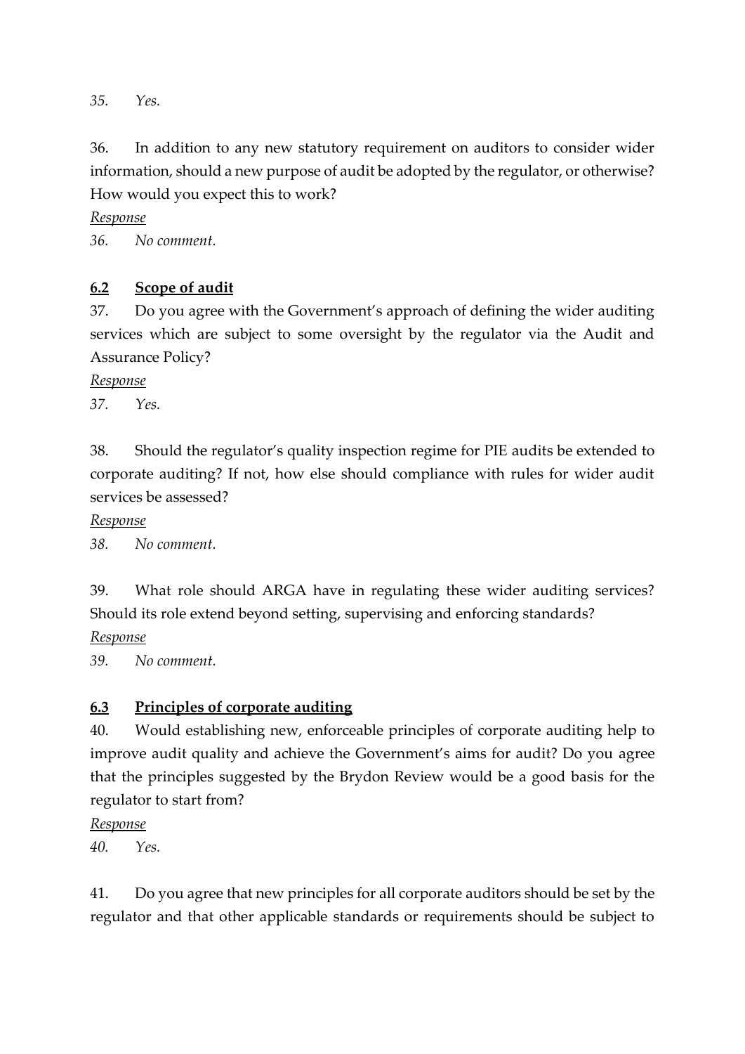*35.	Yes.*

36.	In addition to any new statutory requirement on auditors to consider wider information, should a new purpose of audit be adopted by the regulator, or otherwise? How would you expect this to work?

*Response*

*36.	No comment.*

## 6.2	Scope of audit

37.	Do you agree with the Government's approach of defining the wider auditing services which are subject to some oversight by the regulator via the Audit and Assurance Policy?

*Response*

*37.	Yes.*

38.	Should the regulator's quality inspection regime for PIE audits be extended to corporate auditing? If not, how else should compliance with rules for wider audit services be assessed?

*Response*

*38.	No comment.*

39.	What role should ARGA have in regulating these wider auditing services? Should its role extend beyond setting, supervising and enforcing standards?

*Response*

*39.	No comment.*

## 6.3	Principles of corporate auditing

40.	Would establishing new, enforceable principles of corporate auditing help to improve audit quality and achieve the Government's aims for audit? Do you agree that the principles suggested by the Brydon Review would be a good basis for the regulator to start from?

*Response*

*40.	Yes.*

41.	Do you agree that new principles for all corporate auditors should be set by the regulator and that other applicable standards or requirements should be subject to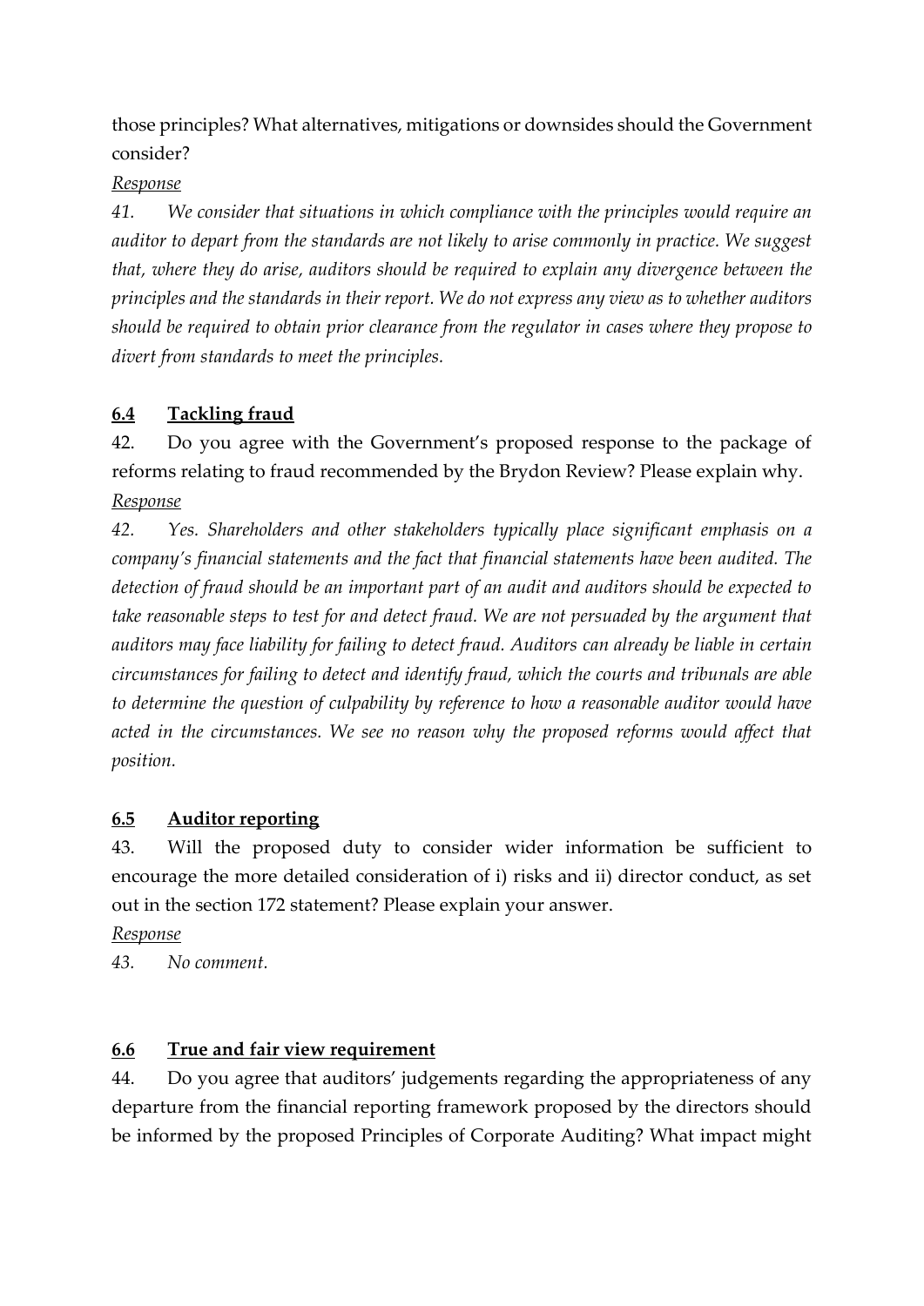those principles? What alternatives, mitigations or downsides should the Government consider?

*Response*

*41. We consider that situations in which compliance with the principles would require an auditor to depart from the standards are not likely to arise commonly in practice. We suggest that, where they do arise, auditors should be required to explain any divergence between the principles and the standards in their report. We do not express any view as to whether auditors should be required to obtain prior clearance from the regulator in cases where they propose to divert from standards to meet the principles.*

## 6.4 Tackling fraud

42. Do you agree with the Government's proposed response to the package of reforms relating to fraud recommended by the Brydon Review? Please explain why.

*Response*

*42. Yes. Shareholders and other stakeholders typically place significant emphasis on a company's financial statements and the fact that financial statements have been audited. The detection of fraud should be an important part of an audit and auditors should be expected to take reasonable steps to test for and detect fraud. We are not persuaded by the argument that auditors may face liability for failing to detect fraud. Auditors can already be liable in certain circumstances for failing to detect and identify fraud, which the courts and tribunals are able to determine the question of culpability by reference to how a reasonable auditor would have acted in the circumstances. We see no reason why the proposed reforms would affect that position.*

## 6.5 Auditor reporting

43. Will the proposed duty to consider wider information be sufficient to encourage the more detailed consideration of i) risks and ii) director conduct, as set out in the section 172 statement? Please explain your answer.

*Response*

*43. No comment.*

## 6.6 True and fair view requirement

44. Do you agree that auditors' judgements regarding the appropriateness of any departure from the financial reporting framework proposed by the directors should be informed by the proposed Principles of Corporate Auditing? What impact might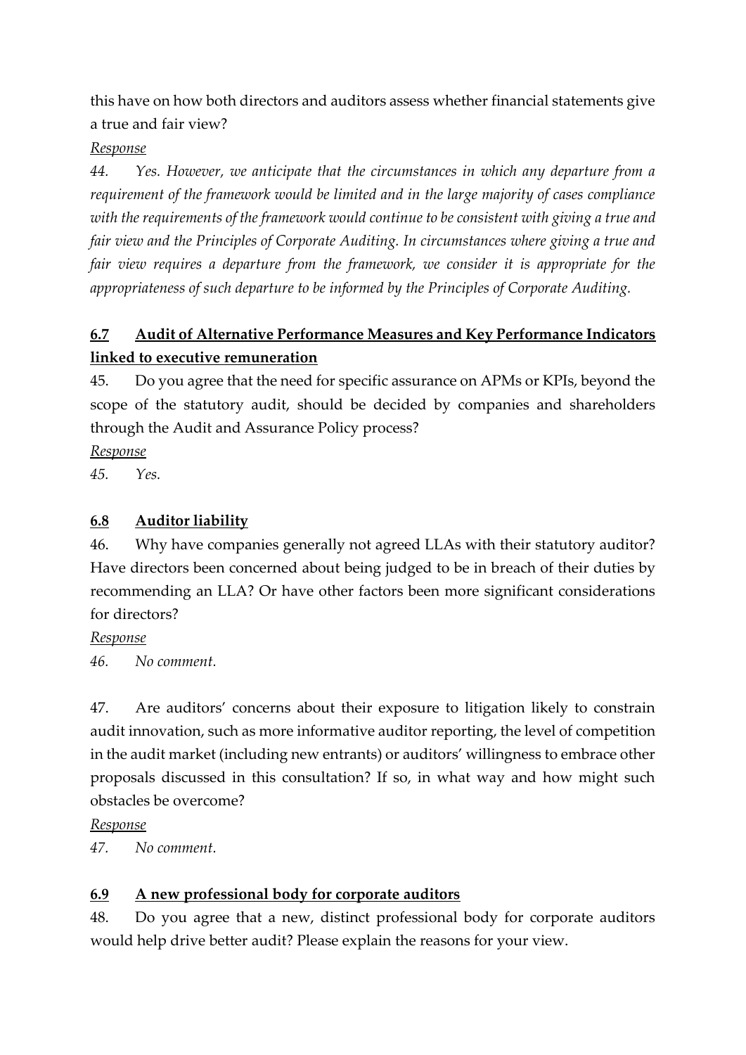this have on how both directors and auditors assess whether financial statements give a true and fair view?

*Response*

*44. Yes. However, we anticipate that the circumstances in which any departure from a requirement of the framework would be limited and in the large majority of cases compliance with the requirements of the framework would continue to be consistent with giving a true and fair view and the Principles of Corporate Auditing. In circumstances where giving a true and fair view requires a departure from the framework, we consider it is appropriate for the appropriateness of such departure to be informed by the Principles of Corporate Auditing.*

## 6.7 Audit of Alternative Performance Measures and Key Performance Indicators linked to executive remuneration

45. Do you agree that the need for specific assurance on APMs or KPIs, beyond the scope of the statutory audit, should be decided by companies and shareholders through the Audit and Assurance Policy process?

*Response*

*45. Yes.*

## 6.8 Auditor liability

46. Why have companies generally not agreed LLAs with their statutory auditor? Have directors been concerned about being judged to be in breach of their duties by recommending an LLA? Or have other factors been more significant considerations for directors?

*Response*

*46. No comment.*

47. Are auditors' concerns about their exposure to litigation likely to constrain audit innovation, such as more informative auditor reporting, the level of competition in the audit market (including new entrants) or auditors' willingness to embrace other proposals discussed in this consultation? If so, in what way and how might such obstacles be overcome?

*Response*

*47. No comment.*

## 6.9 A new professional body for corporate auditors

48. Do you agree that a new, distinct professional body for corporate auditors would help drive better audit? Please explain the reasons for your view.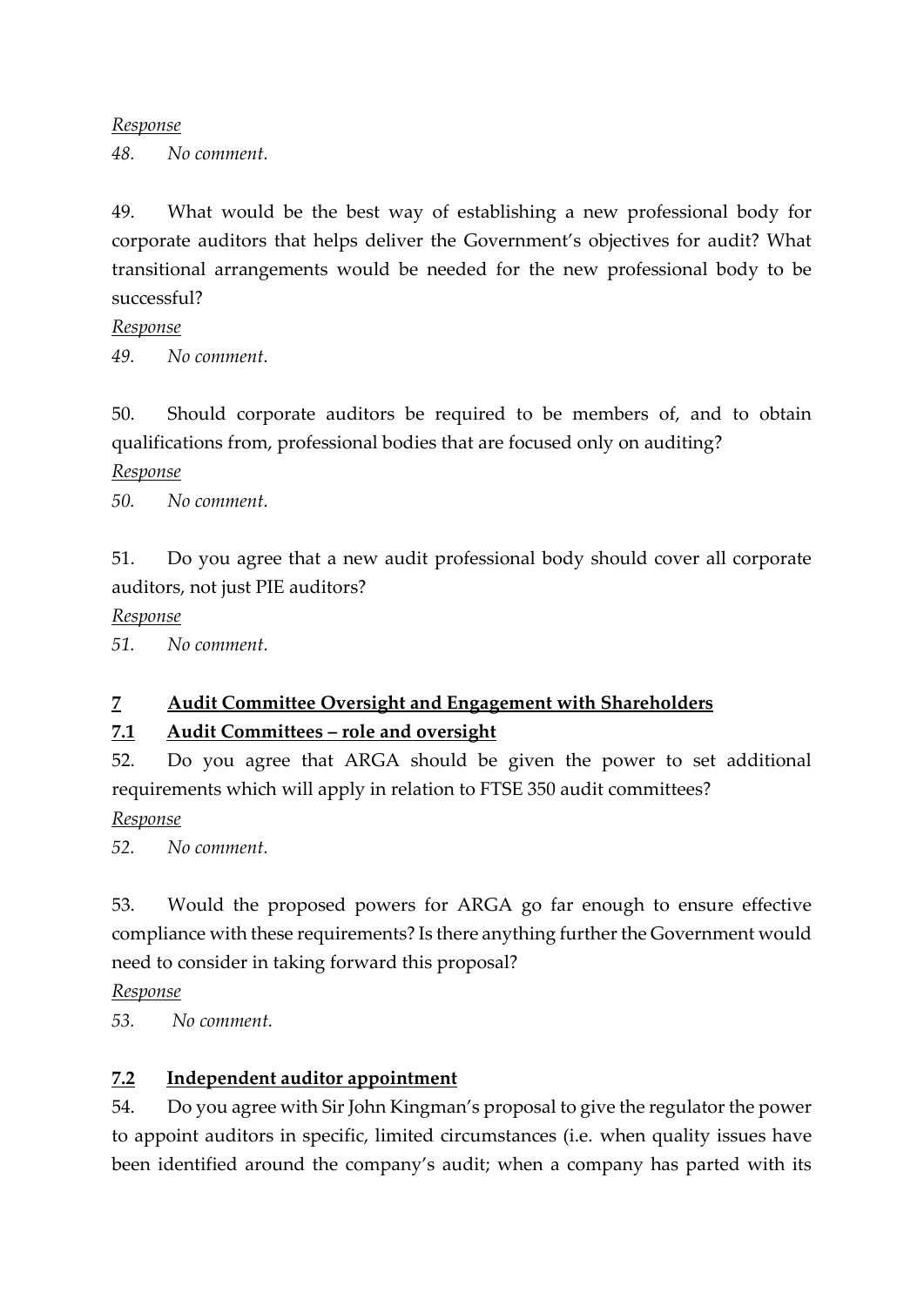*Response*

*48. No comment.*

49. What would be the best way of establishing a new professional body for corporate auditors that helps deliver the Government's objectives for audit? What transitional arrangements would be needed for the new professional body to be successful?

*Response*

*49. No comment.*

50. Should corporate auditors be required to be members of, and to obtain qualifications from, professional bodies that are focused only on auditing?

*Response*

*50. No comment.*

51. Do you agree that a new audit professional body should cover all corporate auditors, not just PIE auditors?

*Response*

*51. No comment.*

## 7 Audit Committee Oversight and Engagement with Shareholders

### 7.1 Audit Committees – role and oversight

52. Do you agree that ARGA should be given the power to set additional requirements which will apply in relation to FTSE 350 audit committees?

*Response*

*52. No comment.*

53. Would the proposed powers for ARGA go far enough to ensure effective compliance with these requirements? Is there anything further the Government would need to consider in taking forward this proposal?

*Response*

*53. No comment.*

### 7.2 Independent auditor appointment

54. Do you agree with Sir John Kingman's proposal to give the regulator the power to appoint auditors in specific, limited circumstances (i.e. when quality issues have been identified around the company's audit; when a company has parted with its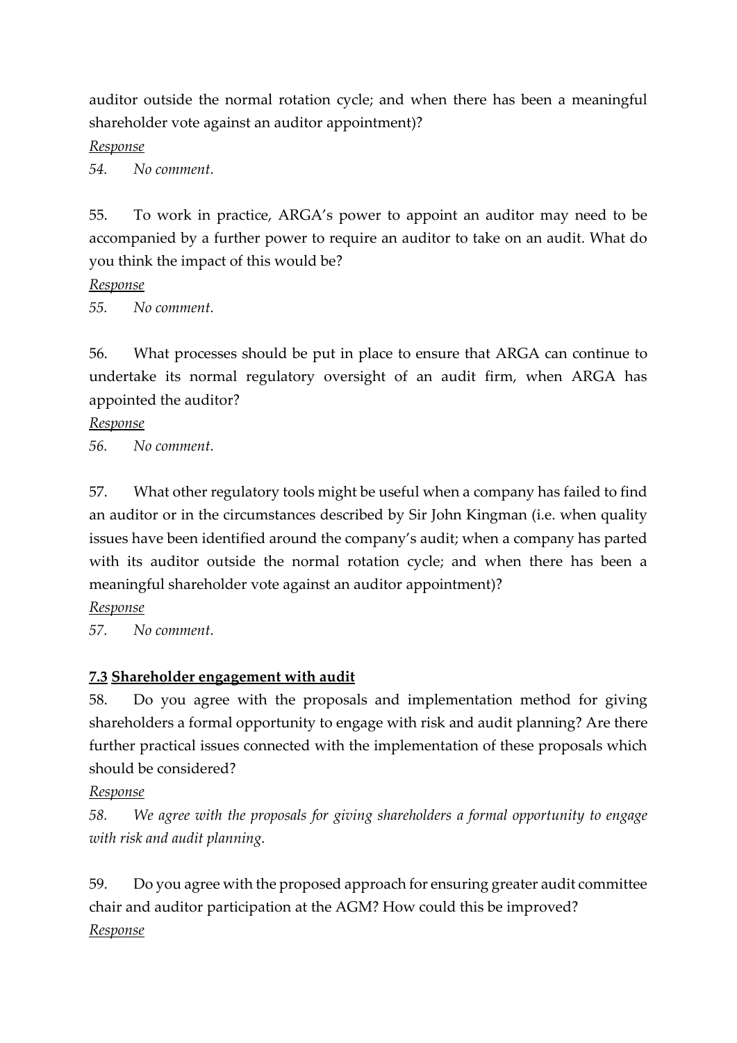auditor outside the normal rotation cycle; and when there has been a meaningful shareholder vote against an auditor appointment)?

*Response*

*54. No comment.*

55. To work in practice, ARGA's power to appoint an auditor may need to be accompanied by a further power to require an auditor to take on an audit. What do you think the impact of this would be?

*Response*

*55. No comment.*

56. What processes should be put in place to ensure that ARGA can continue to undertake its normal regulatory oversight of an audit firm, when ARGA has appointed the auditor?

*Response*

*56. No comment.*

57. What other regulatory tools might be useful when a company has failed to find an auditor or in the circumstances described by Sir John Kingman (i.e. when quality issues have been identified around the company's audit; when a company has parted with its auditor outside the normal rotation cycle; and when there has been a meaningful shareholder vote against an auditor appointment)?

*Response*

*57. No comment.*

### **7.3 Shareholder engagement with audit**

58. Do you agree with the proposals and implementation method for giving shareholders a formal opportunity to engage with risk and audit planning? Are there further practical issues connected with the implementation of these proposals which should be considered?

*Response*

*58. We agree with the proposals for giving shareholders a formal opportunity to engage with risk and audit planning.*

59. Do you agree with the proposed approach for ensuring greater audit committee chair and auditor participation at the AGM? How could this be improved?

*Response*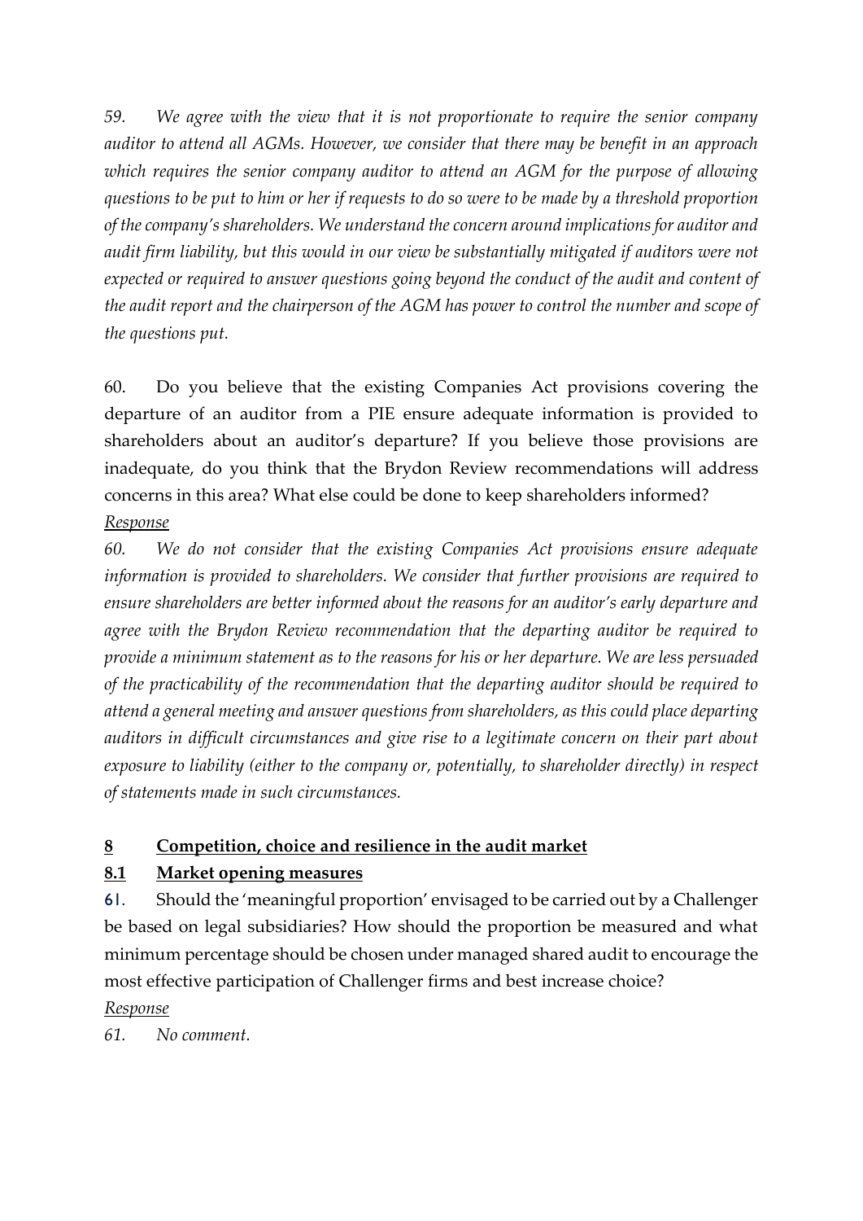*59. We agree with the view that it is not proportionate to require the senior company auditor to attend all AGMs. However, we consider that there may be benefit in an approach which requires the senior company auditor to attend an AGM for the purpose of allowing questions to be put to him or her if requests to do so were to be made by a threshold proportion of the company's shareholders. We understand the concern around implications for auditor and audit firm liability, but this would in our view be substantially mitigated if auditors were not expected or required to answer questions going beyond the conduct of the audit and content of the audit report and the chairperson of the AGM has power to control the number and scope of the questions put.*

60. Do you believe that the existing Companies Act provisions covering the departure of an auditor from a PIE ensure adequate information is provided to shareholders about an auditor's departure? If you believe those provisions are inadequate, do you think that the Brydon Review recommendations will address concerns in this area? What else could be done to keep shareholders informed?

*Response*

*60. We do not consider that the existing Companies Act provisions ensure adequate information is provided to shareholders. We consider that further provisions are required to ensure shareholders are better informed about the reasons for an auditor's early departure and agree with the Brydon Review recommendation that the departing auditor be required to provide a minimum statement as to the reasons for his or her departure. We are less persuaded of the practicability of the recommendation that the departing auditor should be required to attend a general meeting and answer questions from shareholders, as this could place departing auditors in difficult circumstances and give rise to a legitimate concern on their part about exposure to liability (either to the company or, potentially, to shareholder directly) in respect of statements made in such circumstances.*

## 8 Competition, choice and resilience in the audit market

### 8.1 Market opening measures

61. Should the 'meaningful proportion' envisaged to be carried out by a Challenger be based on legal subsidiaries? How should the proportion be measured and what minimum percentage should be chosen under managed shared audit to encourage the most effective participation of Challenger firms and best increase choice?

*Response*

*61. No comment.*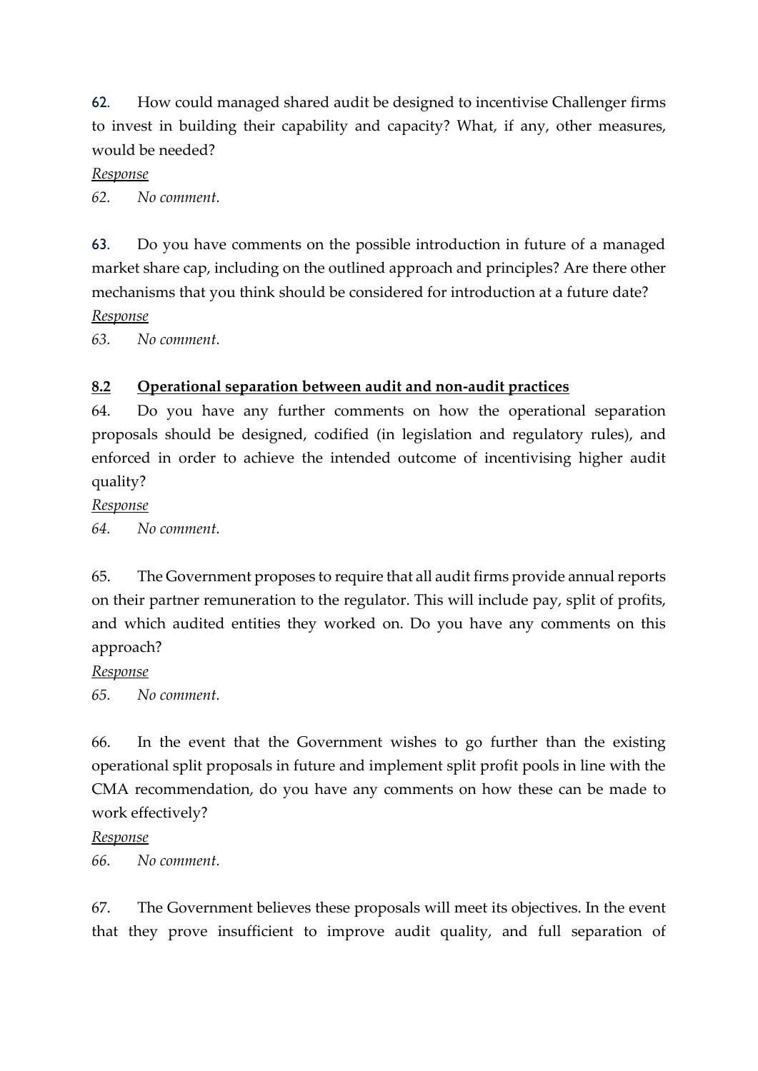62. How could managed shared audit be designed to incentivise Challenger firms to invest in building their capability and capacity? What, if any, other measures, would be needed?

*Response*

*62. No comment.*

63. Do you have comments on the possible introduction in future of a managed market share cap, including on the outlined approach and principles? Are there other mechanisms that you think should be considered for introduction at a future date?

*Response*

*63. No comment.*

## 8.2 Operational separation between audit and non-audit practices

64. Do you have any further comments on how the operational separation proposals should be designed, codified (in legislation and regulatory rules), and enforced in order to achieve the intended outcome of incentivising higher audit quality?

*Response*

*64. No comment.*

65. The Government proposes to require that all audit firms provide annual reports on their partner remuneration to the regulator. This will include pay, split of profits, and which audited entities they worked on. Do you have any comments on this approach?

*Response*

*65. No comment.*

66. In the event that the Government wishes to go further than the existing operational split proposals in future and implement split profit pools in line with the CMA recommendation, do you have any comments on how these can be made to work effectively?

*Response*

*66. No comment.*

67. The Government believes these proposals will meet its objectives. In the event that they prove insufficient to improve audit quality, and full separation of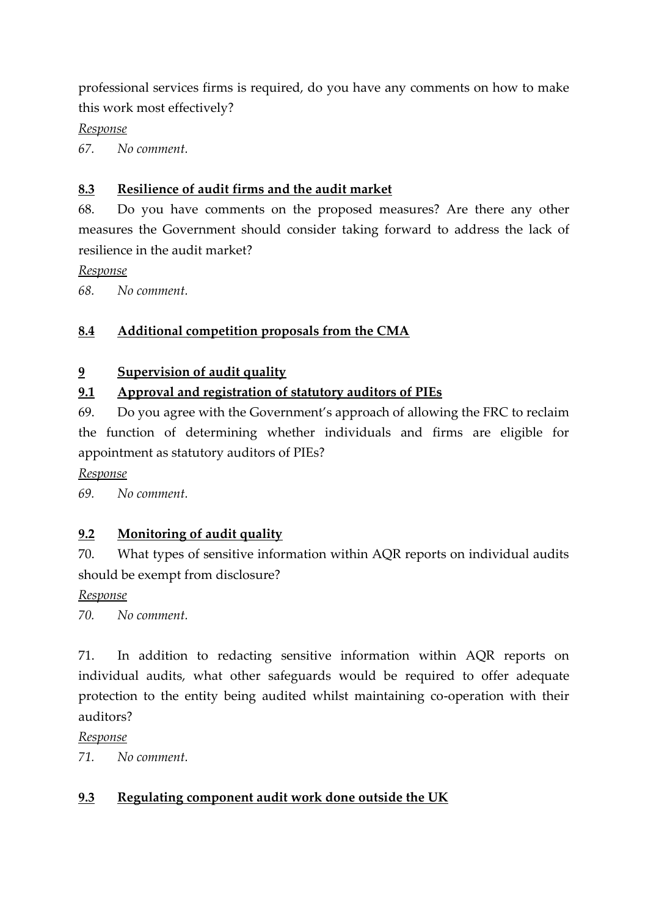professional services firms is required, do you have any comments on how to make this work most effectively?

_Response_

_67. No comment._

## 8.3 Resilience of audit firms and the audit market

68. Do you have comments on the proposed measures? Are there any other measures the Government should consider taking forward to address the lack of resilience in the audit market?

_Response_

_68. No comment._

## 8.4 Additional competition proposals from the CMA

# 9 Supervision of audit quality

## 9.1 Approval and registration of statutory auditors of PIEs

69. Do you agree with the Government's approach of allowing the FRC to reclaim the function of determining whether individuals and firms are eligible for appointment as statutory auditors of PIEs?

_Response_

_69. No comment._

## 9.2 Monitoring of audit quality

70. What types of sensitive information within AQR reports on individual audits should be exempt from disclosure?

_Response_

_70. No comment._

71. In addition to redacting sensitive information within AQR reports on individual audits, what other safeguards would be required to offer adequate protection to the entity being audited whilst maintaining co-operation with their auditors?

_Response_

_71. No comment._

## 9.3 Regulating component audit work done outside the UK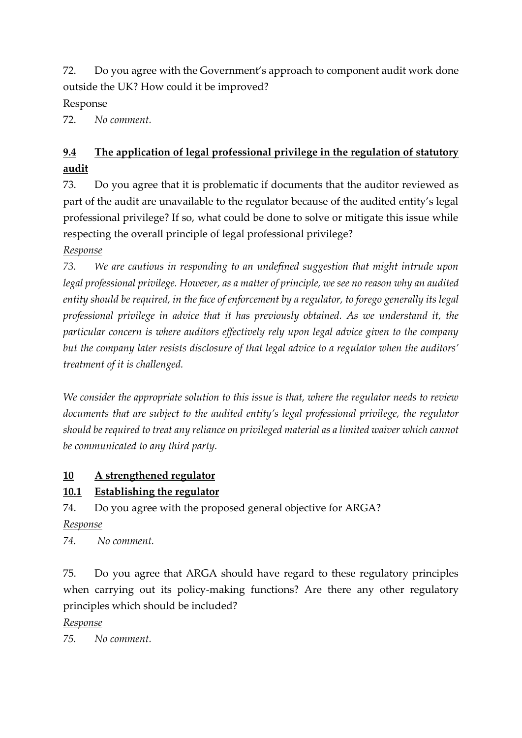72. Do you agree with the Government's approach to component audit work done outside the UK? How could it be improved?

Response

72. *No comment.*

## 9.4 The application of legal professional privilege in the regulation of statutory audit

73. Do you agree that it is problematic if documents that the auditor reviewed as part of the audit are unavailable to the regulator because of the audited entity's legal professional privilege? If so, what could be done to solve or mitigate this issue while respecting the overall principle of legal professional privilege?

*Response*

*73. We are cautious in responding to an undefined suggestion that might intrude upon legal professional privilege. However, as a matter of principle, we see no reason why an audited entity should be required, in the face of enforcement by a regulator, to forego generally its legal professional privilege in advice that it has previously obtained. As we understand it, the particular concern is where auditors effectively rely upon legal advice given to the company but the company later resists disclosure of that legal advice to a regulator when the auditors' treatment of it is challenged.*

*We consider the appropriate solution to this issue is that, where the regulator needs to review documents that are subject to the audited entity's legal professional privilege, the regulator should be required to treat any reliance on privileged material as a limited waiver which cannot be communicated to any third party.*

# 10 A strengthened regulator

## 10.1 Establishing the regulator

74. Do you agree with the proposed general objective for ARGA?

*Response*

*74. No comment.*

75. Do you agree that ARGA should have regard to these regulatory principles when carrying out its policy-making functions? Are there any other regulatory principles which should be included?

*Response*

*75. No comment.*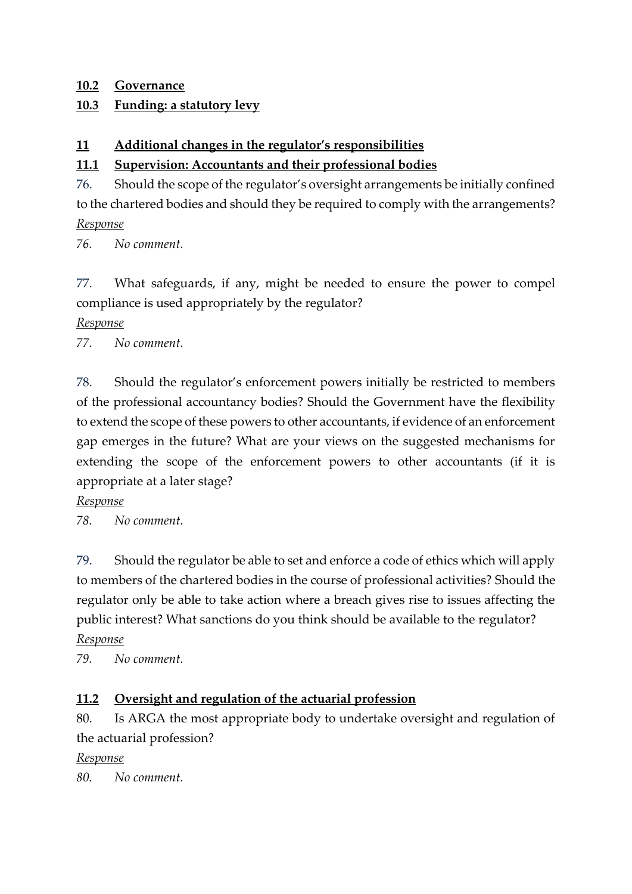## <u>10.2 Governance</u>

## <u>10.3 Funding: a statutory levy</u>

## <u>11 Additional changes in the regulator's responsibilities</u>

### <u>11.1 Supervision: Accountants and their professional bodies</u>

76. Should the scope of the regulator's oversight arrangements be initially confined to the chartered bodies and should they be required to comply with the arrangements?

*<u>Response</u>*

*76. No comment.*

77. What safeguards, if any, might be needed to ensure the power to compel compliance is used appropriately by the regulator?

*<u>Response</u>*

*77. No comment.*

78. Should the regulator's enforcement powers initially be restricted to members of the professional accountancy bodies? Should the Government have the flexibility to extend the scope of these powers to other accountants, if evidence of an enforcement gap emerges in the future? What are your views on the suggested mechanisms for extending the scope of the enforcement powers to other accountants (if it is appropriate at a later stage?

*<u>Response</u>*

*78. No comment.*

79. Should the regulator be able to set and enforce a code of ethics which will apply to members of the chartered bodies in the course of professional activities? Should the regulator only be able to take action where a breach gives rise to issues affecting the public interest? What sanctions do you think should be available to the regulator?

*<u>Response</u>*

*79. No comment.*

### <u>11.2 Oversight and regulation of the actuarial profession</u>

80. Is ARGA the most appropriate body to undertake oversight and regulation of the actuarial profession?

*<u>Response</u>*

*80. No comment.*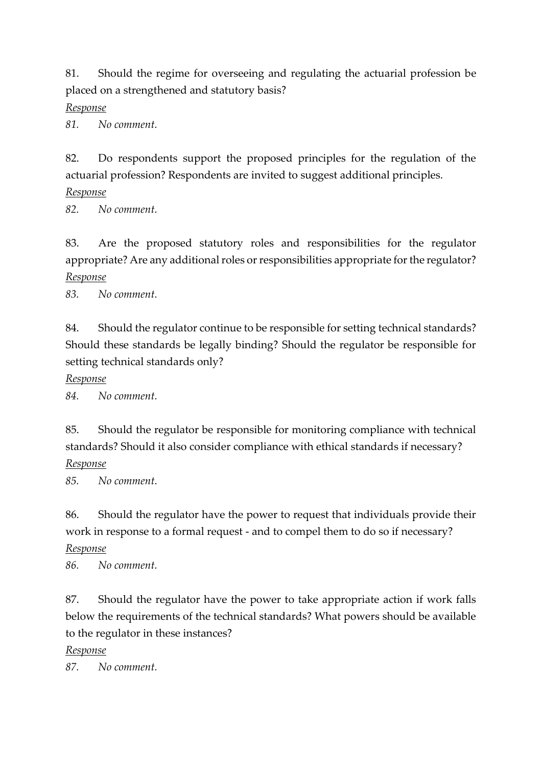81. Should the regime for overseeing and regulating the actuarial profession be placed on a strengthened and statutory basis?

*Response*

*81. No comment.*

82. Do respondents support the proposed principles for the regulation of the actuarial profession? Respondents are invited to suggest additional principles.

*Response*

*82. No comment.*

83. Are the proposed statutory roles and responsibilities for the regulator appropriate? Are any additional roles or responsibilities appropriate for the regulator?

*Response*

*83. No comment.*

84. Should the regulator continue to be responsible for setting technical standards? Should these standards be legally binding? Should the regulator be responsible for setting technical standards only?

*Response*

*84. No comment.*

85. Should the regulator be responsible for monitoring compliance with technical standards? Should it also consider compliance with ethical standards if necessary?

*Response*

*85. No comment.*

86. Should the regulator have the power to request that individuals provide their work in response to a formal request - and to compel them to do so if necessary?

*Response*

*86. No comment.*

87. Should the regulator have the power to take appropriate action if work falls below the requirements of the technical standards? What powers should be available to the regulator in these instances?

*Response*

*87. No comment.*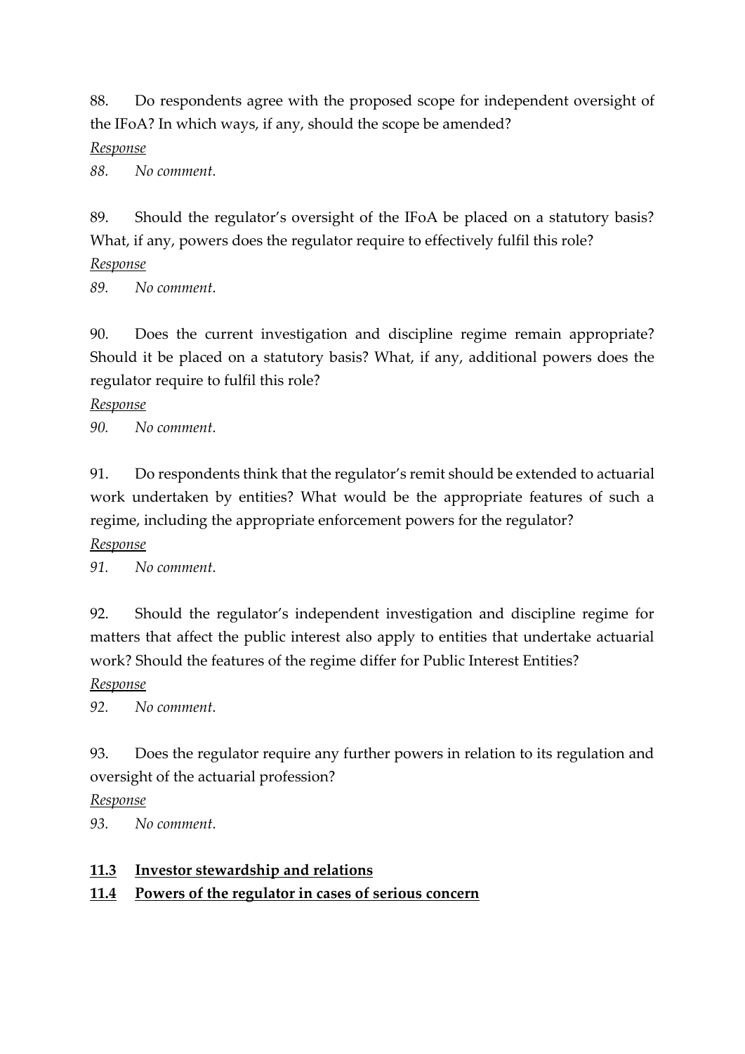88. Do respondents agree with the proposed scope for independent oversight of the IFoA? In which ways, if any, should the scope be amended?

*Response*

*88. No comment.*

89. Should the regulator's oversight of the IFoA be placed on a statutory basis? What, if any, powers does the regulator require to effectively fulfil this role?

*Response*

*89. No comment.*

90. Does the current investigation and discipline regime remain appropriate? Should it be placed on a statutory basis? What, if any, additional powers does the regulator require to fulfil this role?

*Response*

*90. No comment.*

91. Do respondents think that the regulator's remit should be extended to actuarial work undertaken by entities? What would be the appropriate features of such a regime, including the appropriate enforcement powers for the regulator?

*Response*

*91. No comment.*

92. Should the regulator's independent investigation and discipline regime for matters that affect the public interest also apply to entities that undertake actuarial work? Should the features of the regime differ for Public Interest Entities?

*Response*

*92. No comment.*

93. Does the regulator require any further powers in relation to its regulation and oversight of the actuarial profession?

*Response*

*93. No comment.*

## **11.3 Investor stewardship and relations**

## **11.4 Powers of the regulator in cases of serious concern**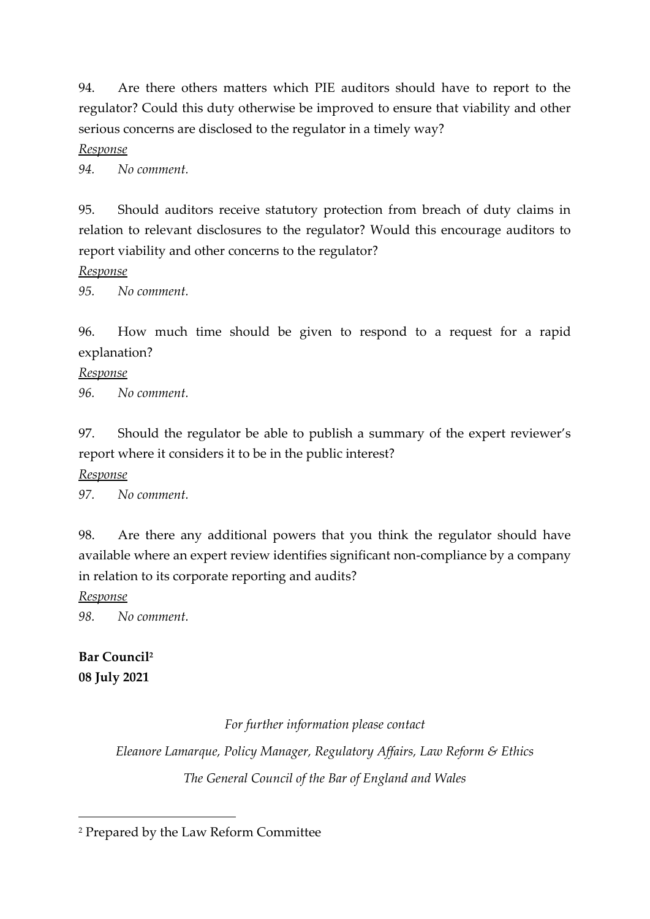94. Are there others matters which PIE auditors should have to report to the regulator? Could this duty otherwise be improved to ensure that viability and other serious concerns are disclosed to the regulator in a timely way?

*Response*

*94. No comment.*

95. Should auditors receive statutory protection from breach of duty claims in relation to relevant disclosures to the regulator? Would this encourage auditors to report viability and other concerns to the regulator?

*Response*

*95. No comment.*

96. How much time should be given to respond to a request for a rapid explanation?

*Response*

*96. No comment.*

97. Should the regulator be able to publish a summary of the expert reviewer's report where it considers it to be in the public interest?

*Response*

*97. No comment.*

98. Are there any additional powers that you think the regulator should have available where an expert review identifies significant non-compliance by a company in relation to its corporate reporting and audits?

*Response*

*98. No comment.*

**Bar Council**[2]
**08 July 2021**

*For further information please contact*

*Eleanore Lamarque, Policy Manager, Regulatory Affairs, Law Reform & Ethics*

*The General Council of the Bar of England and Wales*

---

[2] Prepared by the Law Reform Committee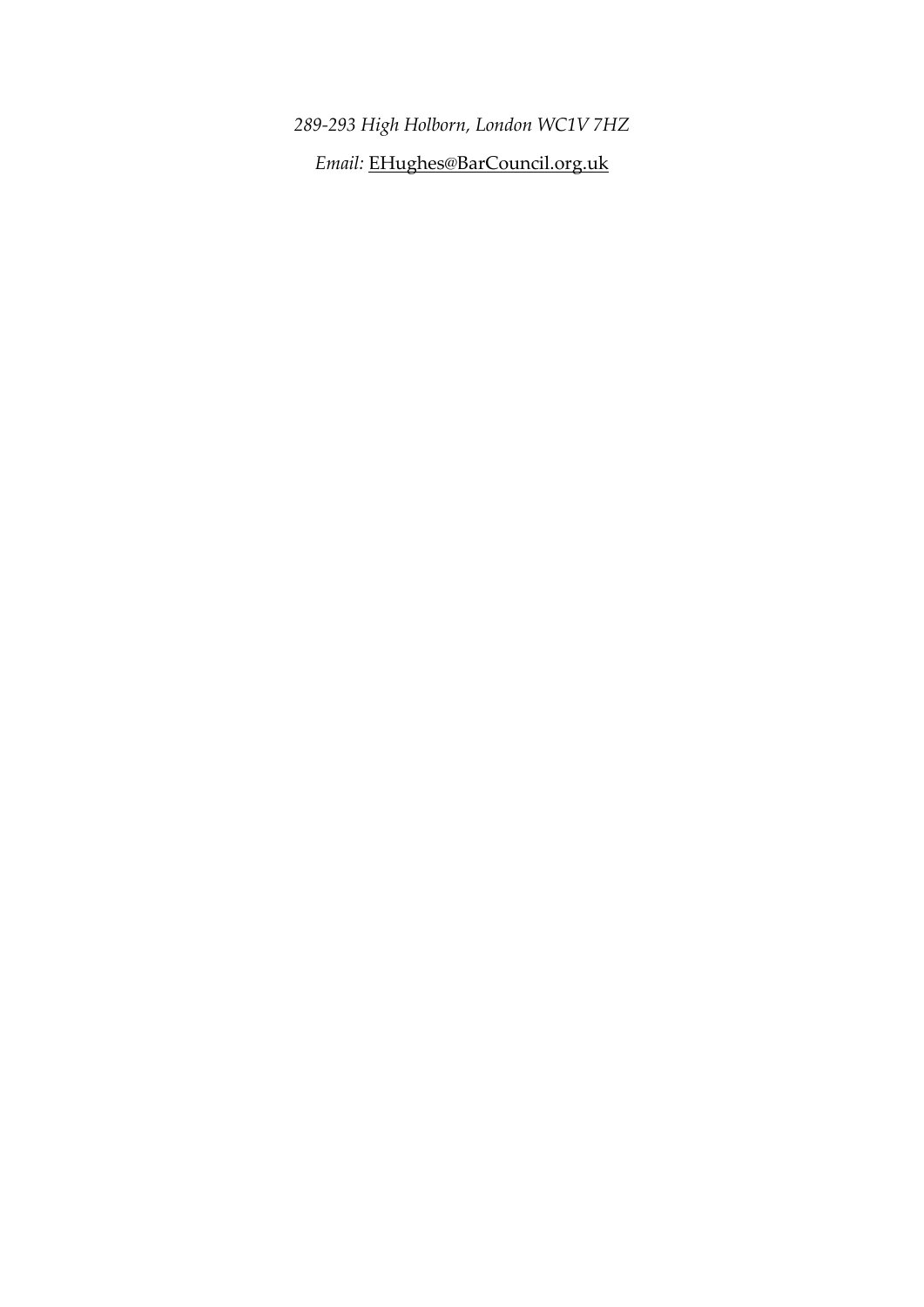*289-293 High Holborn, London WC1V 7HZ*

*Email:* EHughes@BarCouncil.org.uk